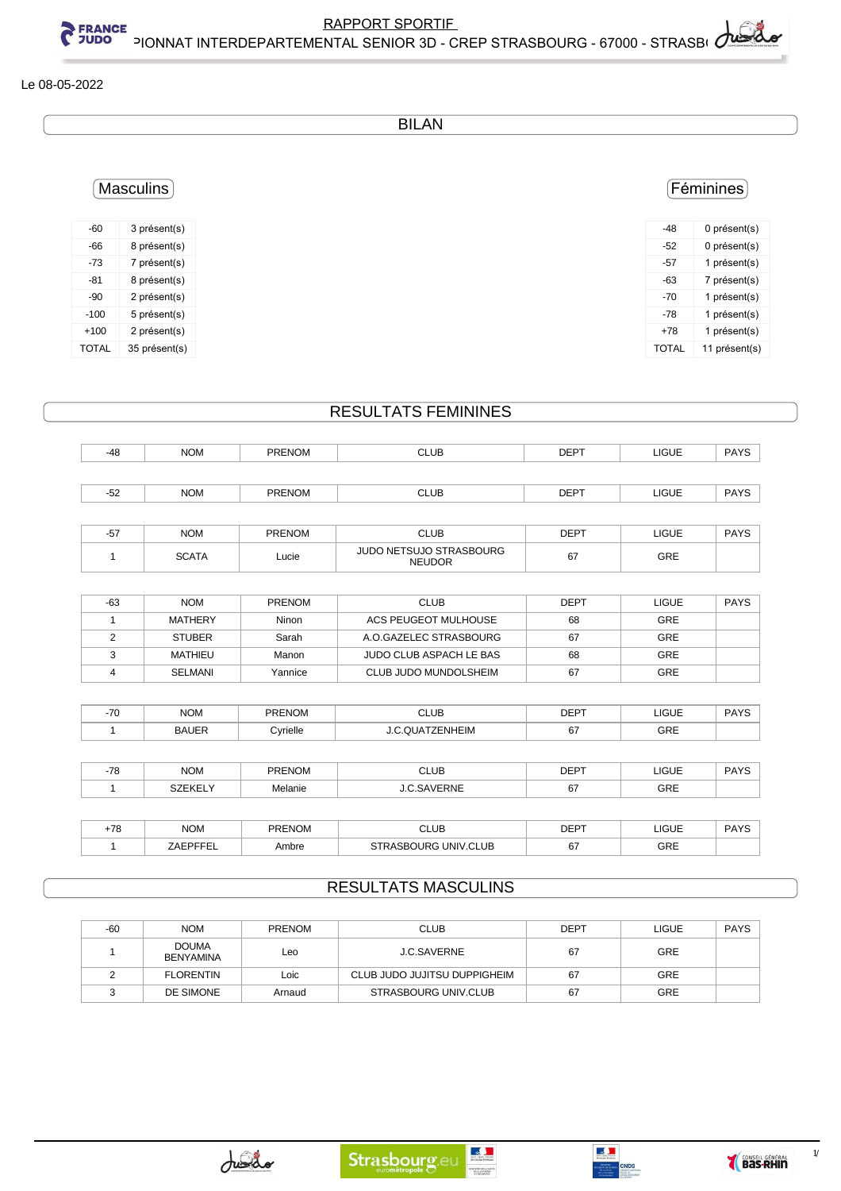# RAPPORT SPORTIF

PIONNAT INTERDEPARTEMENTAL SENIOR 3D - CREP STRASBOURG - 67000 - STRASB(

Le 08-05-2022

## BILAN

### Masculins

| -60 | 3 présent(s) |
|---|---|
| -66 | 8 présent(s) |
| -73 | 7 présent(s) |
| -81 | 8 présent(s) |
| -90 | 2 présent(s) |
| -100 | 5 présent(s) |
| +100 | 2 présent(s) |
| TOTAL | 35 présent(s) |

### Féminines

| -48 | 0 présent(s) |
|---|---|
| -52 | 0 présent(s) |
| -57 | 1 présent(s) |
| -63 | 7 présent(s) |
| -70 | 1 présent(s) |
| -78 | 1 présent(s) |
| +78 | 1 présent(s) |
| TOTAL | 11 présent(s) |

## RESULTATS FEMININES

| -48 | NOM | PRENOM | CLUB | DEPT | LIGUE | PAYS |
|---|---|---|---|---|---|---|

| -52 | NOM | PRENOM | CLUB | DEPT | LIGUE | PAYS |
|---|---|---|---|---|---|---|

| -57 | NOM | PRENOM | CLUB | DEPT | LIGUE | PAYS |
|---|---|---|---|---|---|---|
| 1 | SCATA | Lucie | JUDO NETSUJO STRASBOURG NEUDOR | 67 | GRE | |

| -63 | NOM | PRENOM | CLUB | DEPT | LIGUE | PAYS |
|---|---|---|---|---|---|---|
| 1 | MATHERY | Ninon | ACS PEUGEOT MULHOUSE | 68 | GRE | |
| 2 | STUBER | Sarah | A.O.GAZELEC STRASBOURG | 67 | GRE | |
| 3 | MATHIEU | Manon | JUDO CLUB ASPACH LE BAS | 68 | GRE | |
| 4 | SELMANI | Yannice | CLUB JUDO MUNDOLSHEIM | 67 | GRE | |

| -70 | NOM | PRENOM | CLUB | DEPT | LIGUE | PAYS |
|---|---|---|---|---|---|---|
| 1 | BAUER | Cyrielle | J.C.QUATZENHEIM | 67 | GRE | |

| -78 | NOM | PRENOM | CLUB | DEPT | LIGUE | PAYS |
|---|---|---|---|---|---|---|
| 1 | SZEKELY | Melanie | J.C.SAVERNE | 67 | GRE | |

| +78 | NOM | PRENOM | CLUB | DEPT | LIGUE | PAYS |
|---|---|---|---|---|---|---|
| 1 | ZAEPFFEL | Ambre | STRASBOURG UNIV.CLUB | 67 | GRE | |

## RESULTATS MASCULINS

| -60 | NOM | PRENOM | CLUB | DEPT | LIGUE | PAYS |
|---|---|---|---|---|---|---|
| 1 | DOUMA BENYAMINA | Leo | J.C.SAVERNE | 67 | GRE | |
| 2 | FLORENTIN | Loic | CLUB JUDO JUJITSU DUPPIGHEIM | 67 | GRE | |
| 3 | DE SIMONE | Arnaud | STRASBOURG UNIV.CLUB | 67 | GRE | |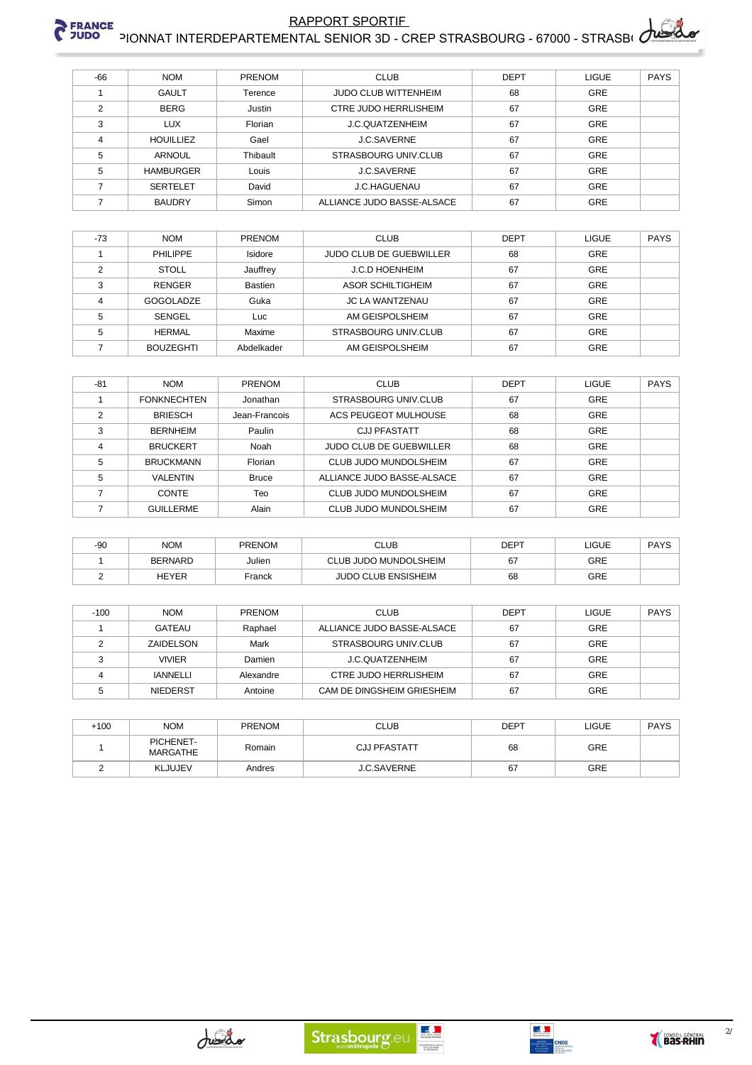| -66 | NOM | PRENOM | CLUB | DEPT | LIGUE | PAYS |
|---|---|---|---|---|---|---|
| 1 | GAULT | Terence | JUDO CLUB WITTENHEIM | 68 | GRE | |
| 2 | BERG | Justin | CTRE JUDO HERRLISHEIM | 67 | GRE | |
| 3 | LUX | Florian | J.C.QUATZENHEIM | 67 | GRE | |
| 4 | HOUILLIEZ | Gael | J.C.SAVERNE | 67 | GRE | |
| 5 | ARNOUL | Thibault | STRASBOURG UNIV.CLUB | 67 | GRE | |
| 5 | HAMBURGER | Louis | J.C.SAVERNE | 67 | GRE | |
| 7 | SERTELET | David | J.C.HAGUENAU | 67 | GRE | |
| 7 | BAUDRY | Simon | ALLIANCE JUDO BASSE-ALSACE | 67 | GRE | |

| -73 | NOM | PRENOM | CLUB | DEPT | LIGUE | PAYS |
|---|---|---|---|---|---|---|
| 1 | PHILIPPE | Isidore | JUDO CLUB DE GUEBWILLER | 68 | GRE | |
| 2 | STOLL | Jauffrey | J.C.D HOENHEIM | 67 | GRE | |
| 3 | RENGER | Bastien | ASOR SCHILTIGHEIM | 67 | GRE | |
| 4 | GOGOLADZE | Guka | JC LA WANTZENAU | 67 | GRE | |
| 5 | SENGEL | Luc | AM GEISPOLSHEIM | 67 | GRE | |
| 5 | HERMAL | Maxime | STRASBOURG UNIV.CLUB | 67 | GRE | |
| 7 | BOUZEGHTI | Abdelkader | AM GEISPOLSHEIM | 67 | GRE | |

| -81 | NOM | PRENOM | CLUB | DEPT | LIGUE | PAYS |
|---|---|---|---|---|---|---|
| 1 | FONKNECHTEN | Jonathan | STRASBOURG UNIV.CLUB | 67 | GRE | |
| 2 | BRIESCH | Jean-Francois | ACS PEUGEOT MULHOUSE | 68 | GRE | |
| 3 | BERNHEIM | Paulin | CJJ PFASTATT | 68 | GRE | |
| 4 | BRUCKERT | Noah | JUDO CLUB DE GUEBWILLER | 68 | GRE | |
| 5 | BRUCKMANN | Florian | CLUB JUDO MUNDOLSHEIM | 67 | GRE | |
| 5 | VALENTIN | Bruce | ALLIANCE JUDO BASSE-ALSACE | 67 | GRE | |
| 7 | CONTE | Teo | CLUB JUDO MUNDOLSHEIM | 67 | GRE | |
| 7 | GUILLERME | Alain | CLUB JUDO MUNDOLSHEIM | 67 | GRE | |

| -90 | NOM | PRENOM | CLUB | DEPT | LIGUE | PAYS |
|---|---|---|---|---|---|---|
| 1 | BERNARD | Julien | CLUB JUDO MUNDOLSHEIM | 67 | GRE | |
| 2 | HEYER | Franck | JUDO CLUB ENSISHEIM | 68 | GRE | |

| -100 | NOM | PRENOM | CLUB | DEPT | LIGUE | PAYS |
|---|---|---|---|---|---|---|
| 1 | GATEAU | Raphael | ALLIANCE JUDO BASSE-ALSACE | 67 | GRE | |
| 2 | ZAIDELSON | Mark | STRASBOURG UNIV.CLUB | 67 | GRE | |
| 3 | VIVIER | Damien | J.C.QUATZENHEIM | 67 | GRE | |
| 4 | IANNELLI | Alexandre | CTRE JUDO HERRLISHEIM | 67 | GRE | |
| 5 | NIEDERST | Antoine | CAM DE DINGSHEIM GRIESHEIM | 67 | GRE | |

| +100 | NOM | PRENOM | CLUB | DEPT | LIGUE | PAYS |
|---|---|---|---|---|---|---|
| 1 | PICHENET-MARGATHE | Romain | CJJ PFASTATT | 68 | GRE | |
| 2 | KLJUJEV | Andres | J.C.SAVERNE | 67 | GRE | |